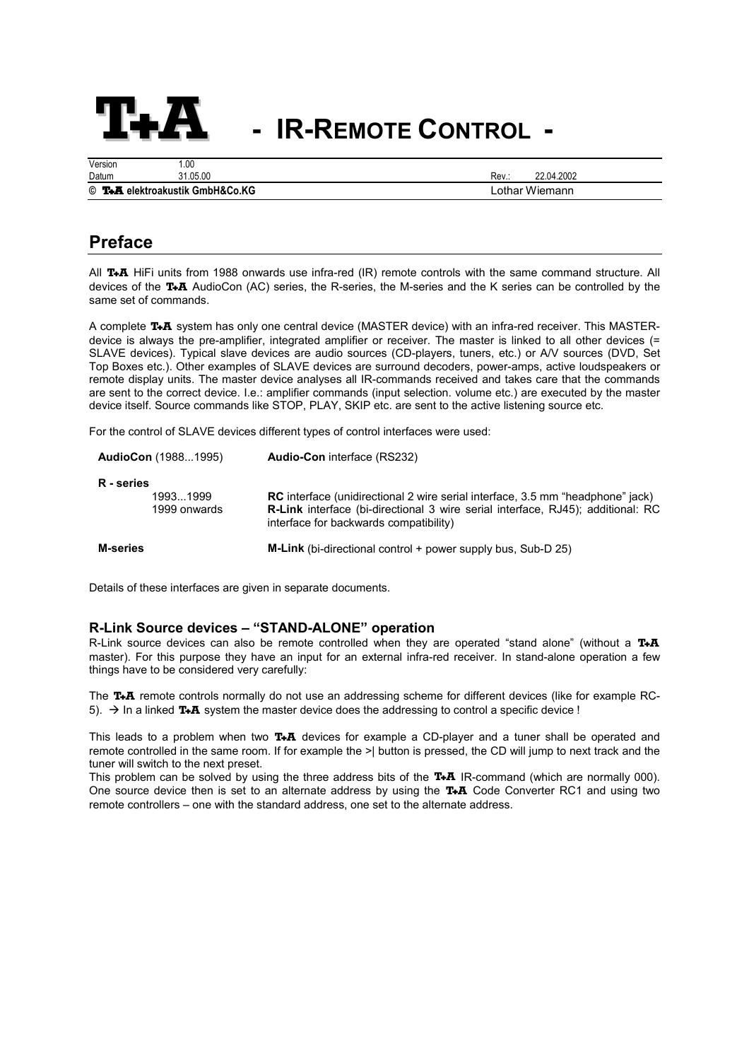# T+A - IR-REMOTE CONTROL -

| Version | 1.00 | | |
|---|---|---|---|
| Datum | 31.05.00 | Rev.: | 22.04.2002 |
| © **T+A elektroakustik GmbH&Co.KG** | | Lothar Wiemann | |

## Preface

All **T+A** HiFi units from 1988 onwards use infra-red (IR) remote controls with the same command structure. All devices of the **T+A** AudioCon (AC) series, the R-series, the M-series and the K series can be controlled by the same set of commands.

A complete **T+A** system has only one central device (MASTER device) with an infra-red receiver. This MASTER-device is always the pre-amplifier, integrated amplifier or receiver. The master is linked to all other devices (= SLAVE devices). Typical slave devices are audio sources (CD-players, tuners, etc.) or A/V sources (DVD, Set Top Boxes etc.). Other examples of SLAVE devices are surround decoders, power-amps, active loudspeakers or remote display units. The master device analyses all IR-commands received and takes care that the commands are sent to the correct device. I.e.: amplifier commands (input selection. volume etc.) are executed by the master device itself. Source commands like STOP, PLAY, SKIP etc. are sent to the active listening source etc.

For the control of SLAVE devices different types of control interfaces were used:

| | |
|---|---|
| **AudioCon** (1988...1995) | **Audio-Con** interface (RS232) |
| **R - series** | |
| 1993...1999 | **RC** interface (unidirectional 2 wire serial interface, 3.5 mm “headphone” jack) |
| 1999 onwards | **R-Link** interface (bi-directional 3 wire serial interface, RJ45); additional: RC interface for backwards compatibility) |
| **M-series** | **M-Link** (bi-directional control + power supply bus, Sub-D 25) |

Details of these interfaces are given in separate documents.

### R-Link Source devices – “STAND-ALONE” operation

R-Link source devices can also be remote controlled when they are operated “stand alone” (without a **T+A** master). For this purpose they have an input for an external infra-red receiver. In stand-alone operation a few things have to be considered very carefully:

The **T+A** remote controls normally do not use an addressing scheme for different devices (like for example RC-5). → In a linked **T+A** system the master device does the addressing to control a specific device !

This leads to a problem when two **T+A** devices for example a CD-player and a tuner shall be operated and remote controlled in the same room. If for example the >| button is pressed, the CD will jump to next track and the tuner will switch to the next preset.
This problem can be solved by using the three address bits of the **T+A** IR-command (which are normally 000). One source device then is set to an alternate address by using the **T+A** Code Converter RC1 and using two remote controllers – one with the standard address, one set to the alternate address.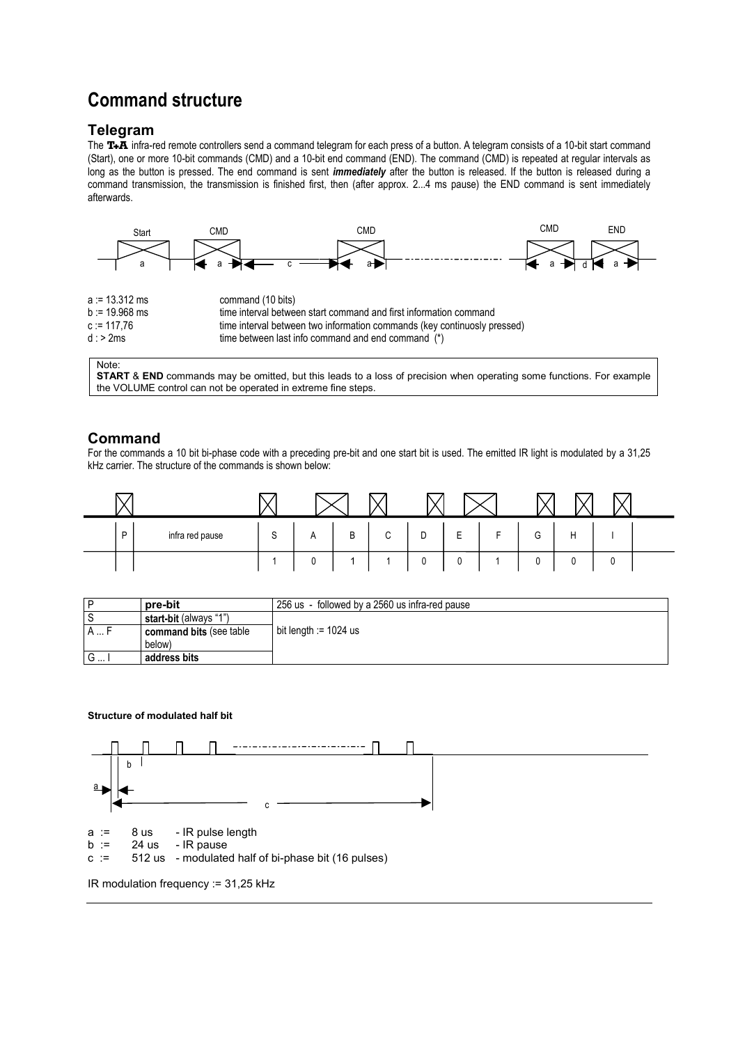# Command structure

## Telegram

The T+A infra-red remote controllers send a command telegram for each press of a button. A telegram consists of a 10-bit start command (Start), one or more 10-bit commands (CMD) and a 10-bit end command (END). The command (CMD) is repeated at regular intervals as long as the button is pressed. The end command is sent ***immediately*** after the button is released. If the button is released during a command transmission, the transmission is finished first, then (after approx. 2...4 ms pause) the END command is sent immediately afterwards.

Start | CMD | CMD | CMD | END

a := 13.312 ms — command (10 bits)
b := 19.968 ms — time interval between start command and first information command
c := 117,76 — time interval between two information commands (key continuosly pressed)
d : > 2ms — time between last info command and end command (*)

> Note:
> **START** & **END** commands may be omitted, but this leads to a loss of precision when operating some functions. For example the VOLUME control can not be operated in extreme fine steps.

## Command

For the commands a 10 bit bi-phase code with a preceding pre-bit and one start bit is used. The emitted IR light is modulated by a 31,25 kHz carrier. The structure of the commands is shown below:

| P | infra red pause | S | A | B | C | D | E | F | G | H | I |
|---|---|---|---|---|---|---|---|---|---|---|---|
| | | 1 | 0 | 1 | 1 | 0 | 0 | 1 | 0 | 0 | 0 |

| | | |
|---|---|---|
| P | **pre-bit** | 256 us - followed by a 2560 us infra-red pause |
| S | **start-bit** (always "1") | |
| A ... F | **command bits** (see table below) | bit length := 1024 us |
| G ... I | **address bits** | |

**Structure of modulated half bit**

a := 8 us - IR pulse length
b := 24 us - IR pause
c := 512 us - modulated half of bi-phase bit (16 pulses)

IR modulation frequency := 31,25 kHz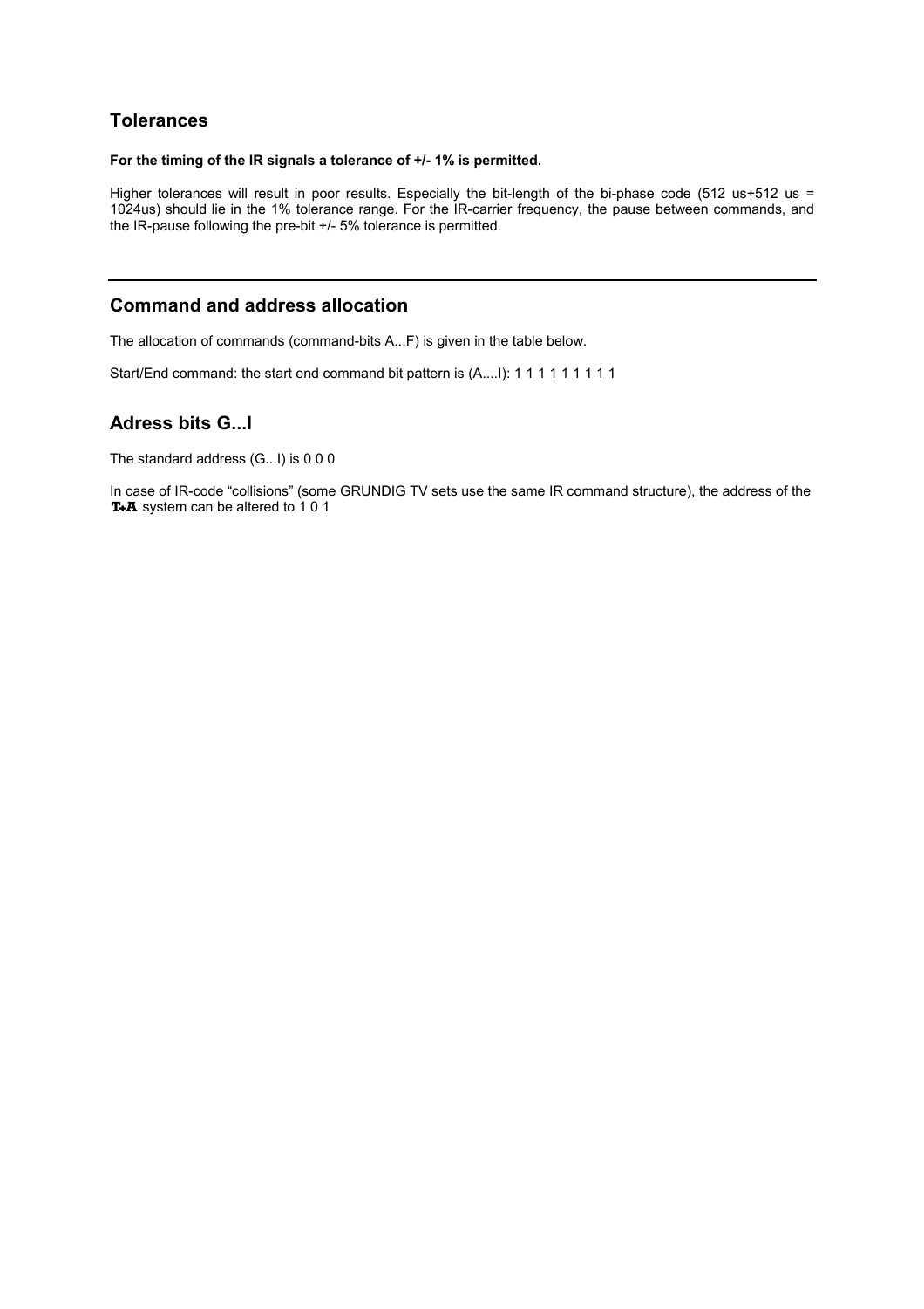## Tolerances

**For the timing of the IR signals a tolerance of +/- 1% is permitted.**

Higher tolerances will result in poor results. Especially the bit-length of the bi-phase code (512 us+512 us = 1024us) should lie in the 1% tolerance range. For the IR-carrier frequency, the pause between commands, and the IR-pause following the pre-bit +/- 5% tolerance is permitted.

---

## Command and address allocation

The allocation of commands (command-bits A...F) is given in the table below.

Start/End command: the start end command bit pattern is (A....I): 1 1 1 1 1 1 1 1 1

## Adress bits G...I

The standard address (G...I) is 0 0 0

In case of IR-code “collisions” (some GRUNDIG TV sets use the same IR command structure), the address of the **T+A** system can be altered to 1 0 1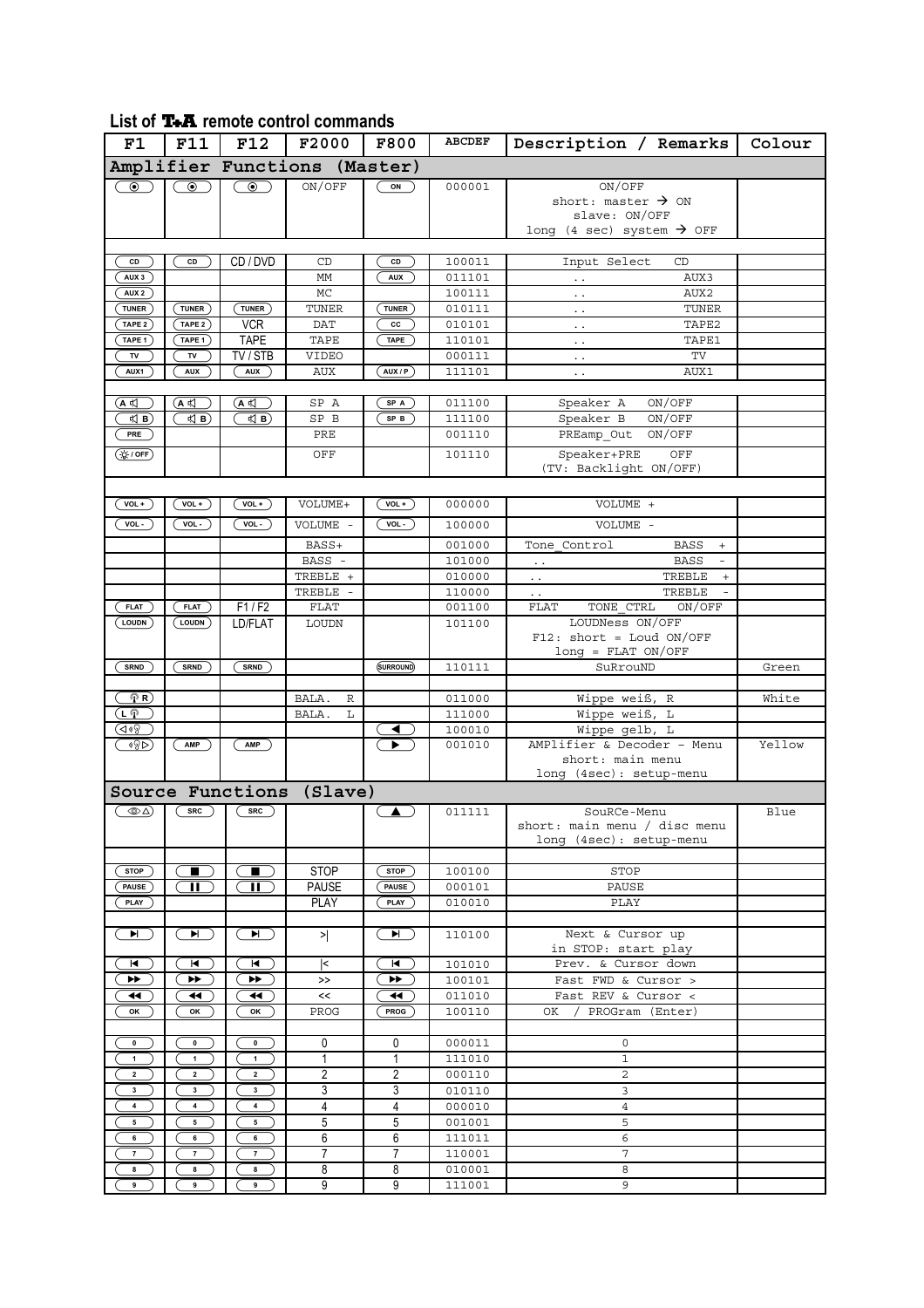## List of T+A remote control commands

| F1 | F11 | F12 | F2000 | F800 | ABCDEF | Description / Remarks | Colour |
|---|---|---|---|---|---|---|---|
| **Amplifier Functions (Master)** | | | | | | | |
| ⦿ | ⦿ | ⦿ | ON/OFF | ON | 000001 | ON/OFF<br>short: master → ON<br>slave: ON/OFF<br>long (4 sec) system → OFF | |
| | | | | | | | |
| CD | CD | CD / DVD | CD | CD | 100011 | Input Select CD | |
| AUX 3 | | | MM | AUX | 011101 | .. AUX3 | |
| AUX 2 | | | MC | | 100111 | .. AUX2 | |
| TUNER | TUNER | TUNER | TUNER | TUNER | 010111 | .. TUNER | |
| TAPE 2 | TAPE 2 | VCR | DAT | CC | 010101 | .. TAPE2 | |
| TAPE 1 | TAPE 1 | TAPE | TAPE | TAPE | 110101 | .. TAPE1 | |
| TV | TV | TV / STB | VIDEO | | 000111 | .. TV | |
| AUX1 | AUX | AUX | AUX | AUX / P | 111101 | .. AUX1 | |
| | | | | | | | |
| A 🔈 | A 🔈 | A 🔈 | SP A | SP A | 011100 | Speaker A ON/OFF | |
| 🔈 B | 🔈 B | 🔈 B | SP B | SP B | 111100 | Speaker B ON/OFF | |
| PRE | | | PRE | | 001110 | PREamp_Out ON/OFF | |
| ☼ / OFF | | | OFF | | 101110 | Speaker+PRE OFF<br>(TV: Backlight ON/OFF) | |
| | | | | | | | |
| VOL + | VOL + | VOL + | VOLUME+ | VOL + | 000000 | VOLUME + | |
| VOL - | VOL - | VOL - | VOLUME - | VOL - | 100000 | VOLUME - | |
| | | | BASS+ | | 001000 | Tone_Control BASS + | |
| | | | BASS - | | 101000 | .. BASS - | |
| | | | TREBLE + | | 010000 | .. TREBLE + | |
| | | | TREBLE - | | 110000 | .. TREBLE - | |
| FLAT | FLAT | F1 / F2 | FLAT | | 001100 | FLAT TONE_CTRL ON/OFF | |
| LOUDN | LOUDN | LD/FLAT | LOUDN | | 101100 | LOUDNess ON/OFF<br>F12: short = Loud ON/OFF<br>long = FLAT ON/OFF | |
| SRND | SRND | SRND | | SURROUND | 110111 | SuRrouND | Green |
| | | | | | | | |
| R | | | BALA. R | | 011000 | Wippe weiß, R | White |
| L | | | BALA. L | | 111000 | Wippe weiß, L | |
| ◁ | | | | ◀ | 100010 | Wippe gelb, L | |
| ▷ | AMP | AMP | | ▶ | 001010 | AMPlifier & Decoder - Menu<br>short: main menu<br>long (4sec): setup-menu | Yellow |
| **Source Functions (Slave)** | | | | | | | |
| △ | SRC | SRC | | ▲ | 011111 | SouRCe-Menu<br>short: main menu / disc menu<br>long (4sec): setup-menu | Blue |
| | | | | | | | |
| STOP | ■ | ■ | STOP | STOP | 100100 | STOP | |
| PAUSE | ❚❚ | ❚❚ | PAUSE | PAUSE | 000101 | PAUSE | |
| PLAY | | | PLAY | PLAY | 010010 | PLAY | |
| | | | | | | | |
| ▶❘ | ▶❘ | ▶❘ | >❘ | ▶❘ | 110100 | Next & Cursor up<br>in STOP: start play | |
| ❘◀ | ❘◀ | ❘◀ | ❘< | ❘◀ | 101010 | Prev. & Cursor down | |
| ▶▶ | ▶▶ | ▶▶ | >> | ▶▶ | 100101 | Fast FWD & Cursor > | |
| ◀◀ | ◀◀ | ◀◀ | << | ◀◀ | 011010 | Fast REV & Cursor < | |
| OK | OK | OK | PROG | PROG | 100110 | OK / PROGram (Enter) | |
| | | | | | | | |
| 0 | 0 | 0 | 0 | 0 | 000011 | 0 | |
| 1 | 1 | 1 | 1 | 1 | 111010 | 1 | |
| 2 | 2 | 2 | 2 | 2 | 000110 | 2 | |
| 3 | 3 | 3 | 3 | 3 | 010110 | 3 | |
| 4 | 4 | 4 | 4 | 4 | 000010 | 4 | |
| 5 | 5 | 5 | 5 | 5 | 001001 | 5 | |
| 6 | 6 | 6 | 6 | 6 | 111011 | 6 | |
| 7 | 7 | 7 | 7 | 7 | 110001 | 7 | |
| 8 | 8 | 8 | 8 | 8 | 010001 | 8 | |
| 9 | 9 | 9 | 9 | 9 | 111001 | 9 | |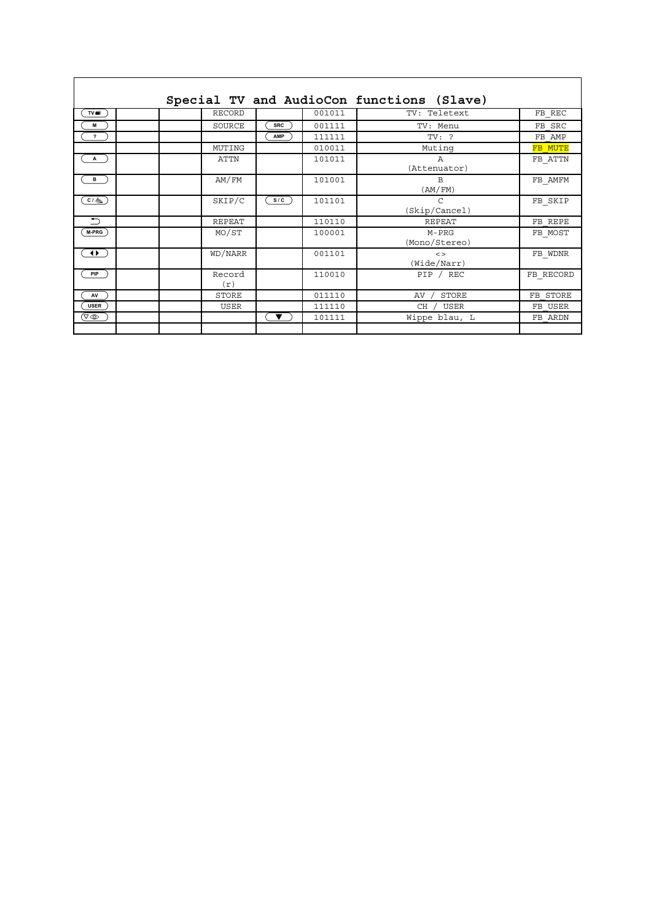## Special TV and AudioCon functions (Slave)

| | | | | | | | |
|---|---|---|---|---|---|---|---|
| TV | | | RECORD | | 001011 | TV: Teletext | FB_REC |
| M | | | SOURCE | SRC | 001111 | TV: Menu | FB_SRC |
| ? | | | | AMP | 111111 | TV: ? | FB_AMP |
| | | | MUTING | | 010011 | Muting | FB_MUTE |
| A | | | ATTN | | 101011 | A (Attenuator) | FB_ATTN |
| B | | | AM/FM | | 101001 | B (AM/FM) | FB_AMFM |
| C / | | | SKIP/C | S / C | 101101 | C (Skip/Cancel) | FB_SKIP |
| ↩ | | | REPEAT | | 110110 | REPEAT | FB_REPE |
| M-PRG | | | MO/ST | | 100001 | M-PRG (Mono/Stereo) | FB_MOST |
| ◀▶ | | | WD/NARR | | 001101 | <> (Wide/Narr) | FB_WDNR |
| PIP | | | Record (r) | | 110010 | PIP / REC | FB_RECORD |
| AV | | | STORE | | 011110 | AV / STORE | FB_STORE |
| USER | | | USER | | 111110 | CH / USER | FB_USER |
| ▽ | | | | ▼ | 101111 | Wippe blau, L | FB_ARDN |
| | | | | | | | |